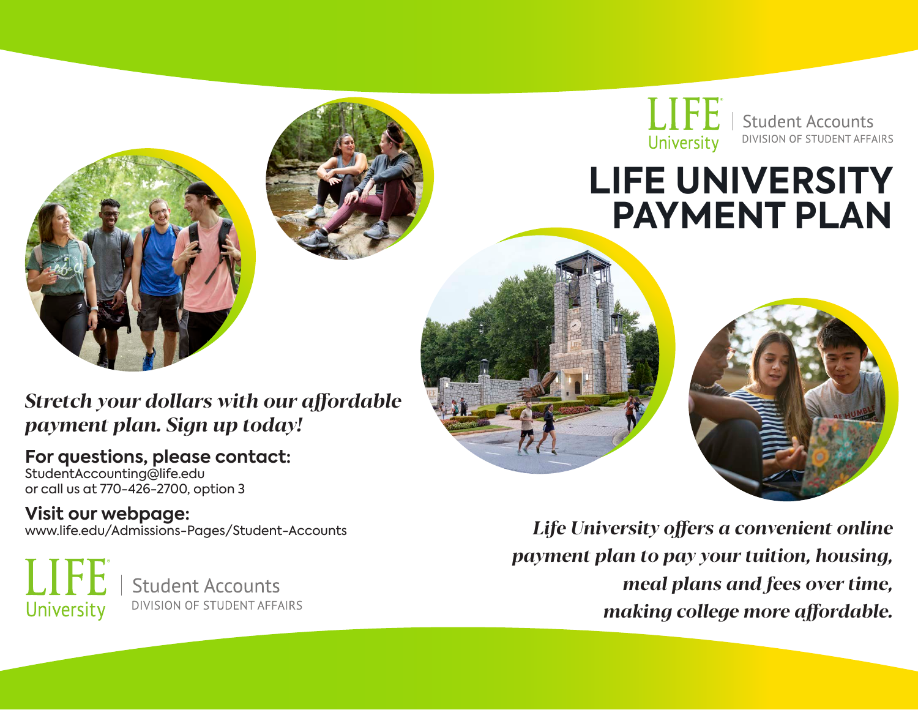LIFE University | Student Accounts
DIVISION OF STUDENT AFFAIRS

# LIFE UNIVERSITY PAYMENT PLAN

*Stretch your dollars with our affordable payment plan. Sign up today!*

**For questions, please contact:**
StudentAccounting@life.edu
or call us at 770-426-2700, option 3

**Visit our webpage:**
www.life.edu/Admissions-Pages/Student-Accounts

LIFE University | Student Accounts
DIVISION OF STUDENT AFFAIRS

*Life University offers a convenient online payment plan to pay your tuition, housing, meal plans and fees over time, making college more affordable.*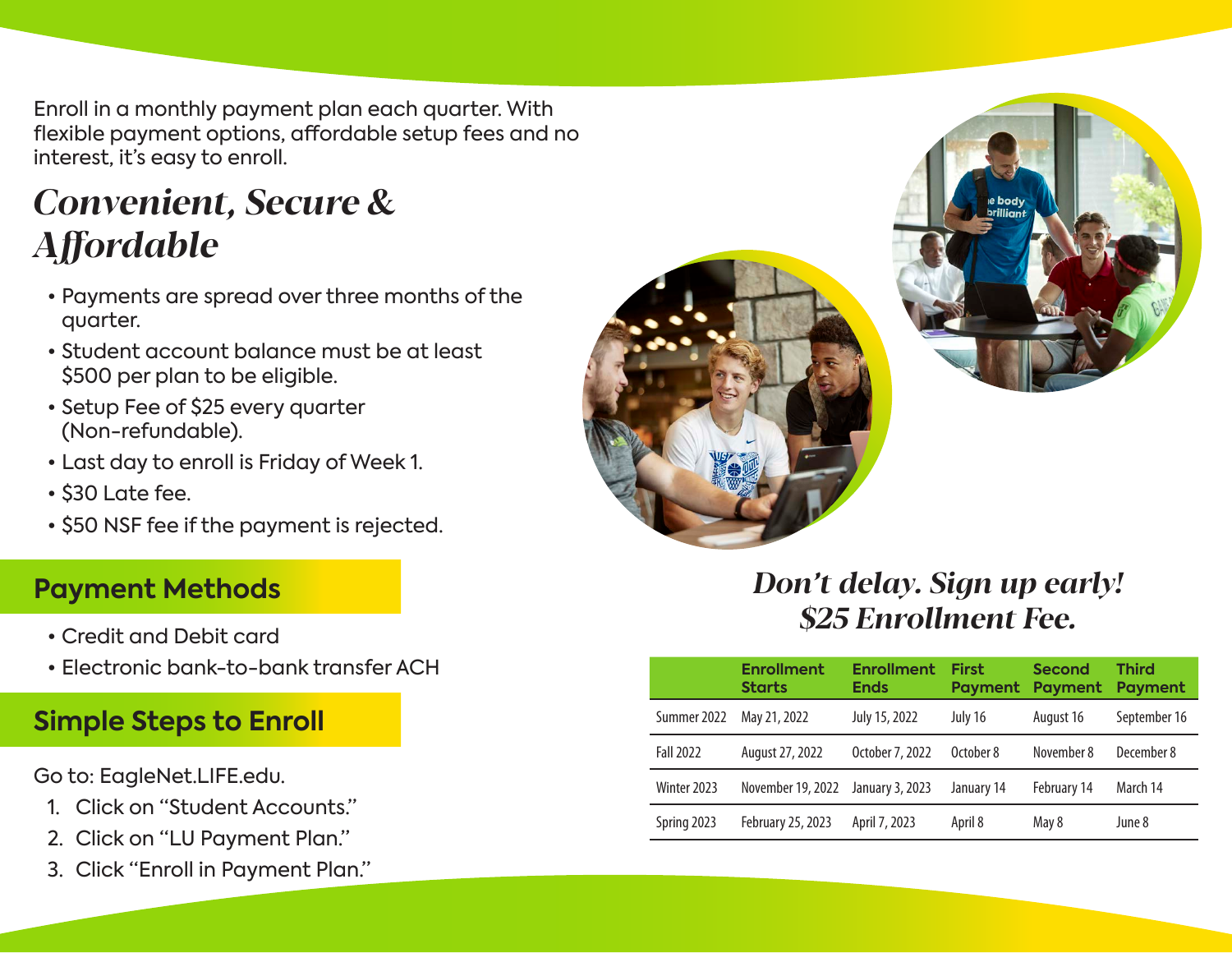Enroll in a monthly payment plan each quarter. With flexible payment options, affordable setup fees and no interest, it's easy to enroll.

## *Convenient, Secure & Affordable*

- Payments are spread over three months of the quarter.
- Student account balance must be at least $500 per plan to be eligible.
- Setup Fee of $25 every quarter (Non-refundable).
- Last day to enroll is Friday of Week 1.
- $30 Late fee.
- $50 NSF fee if the payment is rejected.

## Payment Methods

- Credit and Debit card
- Electronic bank-to-bank transfer ACH

## Simple Steps to Enroll

Go to: EagleNet.LIFE.edu.

1. Click on "Student Accounts."
2. Click on "LU Payment Plan."
3. Click "Enroll in Payment Plan."

## *Don't delay. Sign up early! $25 Enrollment Fee.*

| | Enrollment Starts | Enrollment Ends | First Payment | Second Payment | Third Payment |
|---|---|---|---|---|---|
| Summer 2022 | May 21, 2022 | July 15, 2022 | July 16 | August 16 | September 16 |
| Fall 2022 | August 27, 2022 | October 7, 2022 | October 8 | November 8 | December 8 |
| Winter 2023 | November 19, 2022 | January 3, 2023 | January 14 | February 14 | March 14 |
| Spring 2023 | February 25, 2023 | April 7, 2023 | April 8 | May 8 | June 8 |